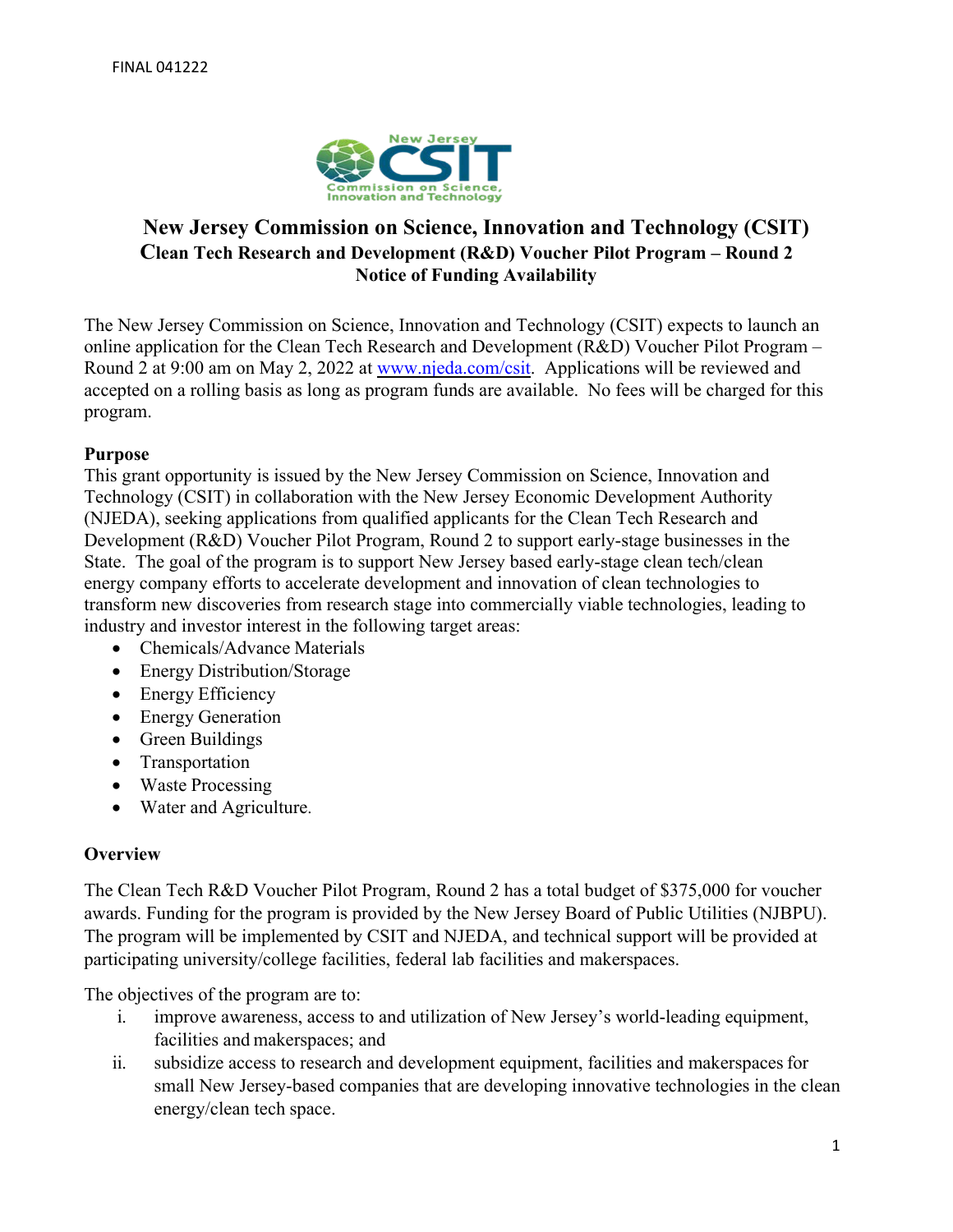FINAL 041222

# New Jersey Commission on Science, Innovation and Technology (CSIT)
## Clean Tech Research and Development (R&D) Voucher Pilot Program – Round 2
## Notice of Funding Availability

The New Jersey Commission on Science, Innovation and Technology (CSIT) expects to launch an online application for the Clean Tech Research and Development (R&D) Voucher Pilot Program – Round 2 at 9:00 am on May 2, 2022 at www.njeda.com/csit. Applications will be reviewed and accepted on a rolling basis as long as program funds are available. No fees will be charged for this program.

### Purpose

This grant opportunity is issued by the New Jersey Commission on Science, Innovation and Technology (CSIT) in collaboration with the New Jersey Economic Development Authority (NJEDA), seeking applications from qualified applicants for the Clean Tech Research and Development (R&D) Voucher Pilot Program, Round 2 to support early-stage businesses in the State. The goal of the program is to support New Jersey based early-stage clean tech/clean energy company efforts to accelerate development and innovation of clean technologies to transform new discoveries from research stage into commercially viable technologies, leading to industry and investor interest in the following target areas:

- Chemicals/Advance Materials
- Energy Distribution/Storage
- Energy Efficiency
- Energy Generation
- Green Buildings
- Transportation
- Waste Processing
- Water and Agriculture.

### Overview

The Clean Tech R&D Voucher Pilot Program, Round 2 has a total budget of $375,000 for voucher awards. Funding for the program is provided by the New Jersey Board of Public Utilities (NJBPU). The program will be implemented by CSIT and NJEDA, and technical support will be provided at participating university/college facilities, federal lab facilities and makerspaces.

The objectives of the program are to:

i. improve awareness, access to and utilization of New Jersey's world-leading equipment, facilities and makerspaces; and
ii. subsidize access to research and development equipment, facilities and makerspaces for small New Jersey-based companies that are developing innovative technologies in the clean energy/clean tech space.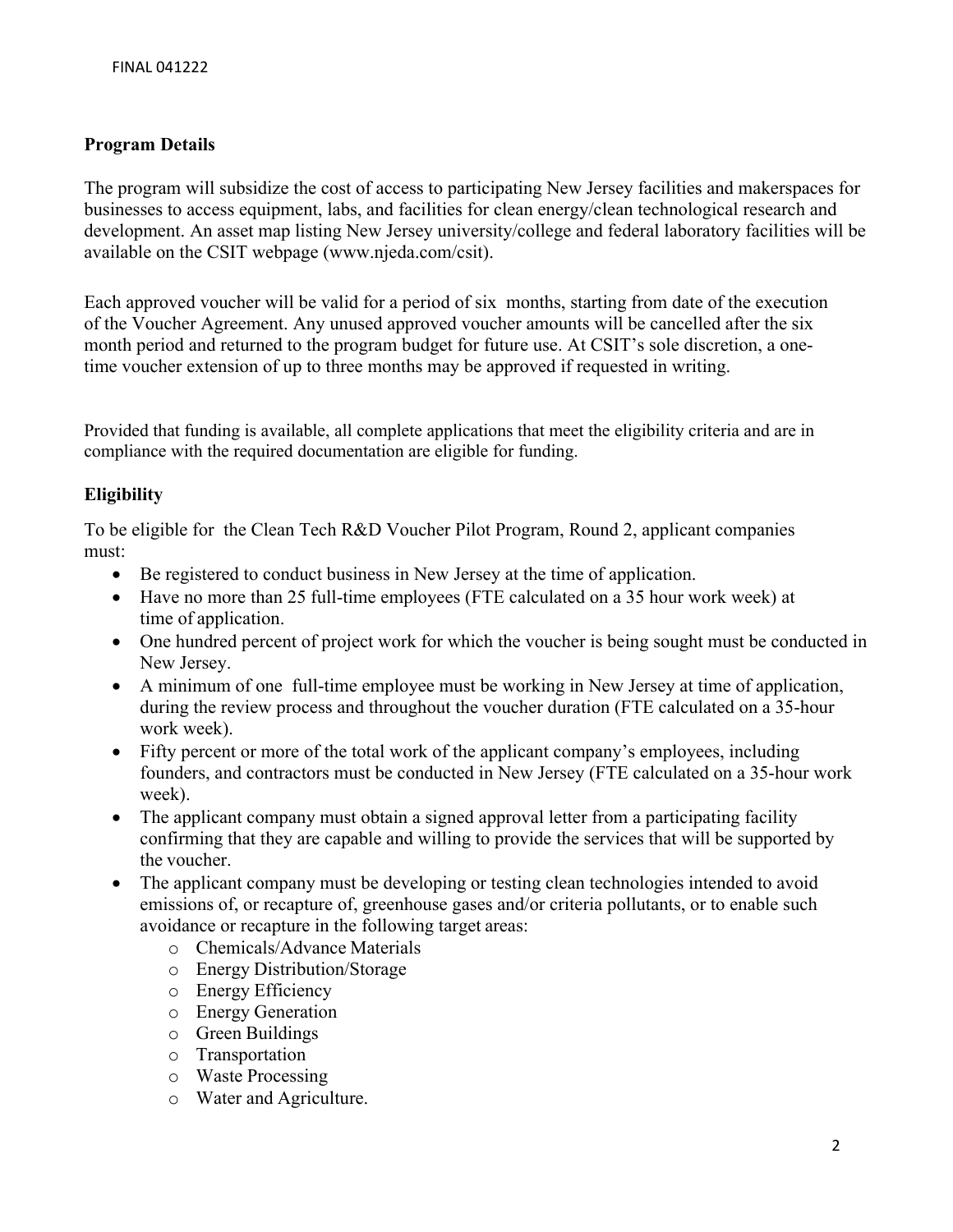## Program Details

The program will subsidize the cost of access to participating New Jersey facilities and makerspaces for businesses to access equipment, labs, and facilities for clean energy/clean technological research and development. An asset map listing New Jersey university/college and federal laboratory facilities will be available on the CSIT webpage (www.njeda.com/csit).

Each approved voucher will be valid for a period of six months, starting from date of the execution of the Voucher Agreement. Any unused approved voucher amounts will be cancelled after the six month period and returned to the program budget for future use. At CSIT's sole discretion, a one-time voucher extension of up to three months may be approved if requested in writing.

Provided that funding is available, all complete applications that meet the eligibility criteria and are in compliance with the required documentation are eligible for funding.

## Eligibility

To be eligible for the Clean Tech R&D Voucher Pilot Program, Round 2, applicant companies must:

- Be registered to conduct business in New Jersey at the time of application.
- Have no more than 25 full-time employees (FTE calculated on a 35 hour work week) at time of application.
- One hundred percent of project work for which the voucher is being sought must be conducted in New Jersey.
- A minimum of one full-time employee must be working in New Jersey at time of application, during the review process and throughout the voucher duration (FTE calculated on a 35-hour work week).
- Fifty percent or more of the total work of the applicant company's employees, including founders, and contractors must be conducted in New Jersey (FTE calculated on a 35-hour work week).
- The applicant company must obtain a signed approval letter from a participating facility confirming that they are capable and willing to provide the services that will be supported by the voucher.
- The applicant company must be developing or testing clean technologies intended to avoid emissions of, or recapture of, greenhouse gases and/or criteria pollutants, or to enable such avoidance or recapture in the following target areas:
  - Chemicals/Advance Materials
  - Energy Distribution/Storage
  - Energy Efficiency
  - Energy Generation
  - Green Buildings
  - Transportation
  - Waste Processing
  - Water and Agriculture.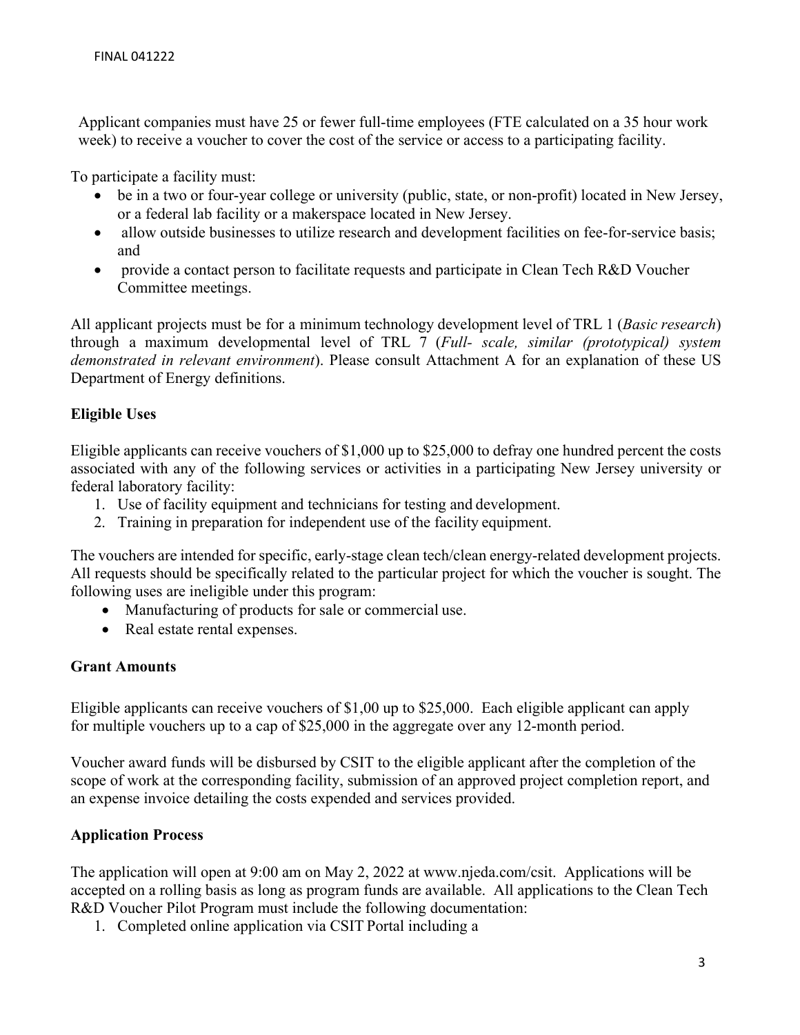Applicant companies must have 25 or fewer full-time employees (FTE calculated on a 35 hour work week) to receive a voucher to cover the cost of the service or access to a participating facility.

To participate a facility must:

- be in a two or four-year college or university (public, state, or non-profit) located in New Jersey, or a federal lab facility or a makerspace located in New Jersey.
- allow outside businesses to utilize research and development facilities on fee-for-service basis; and
- provide a contact person to facilitate requests and participate in Clean Tech R&D Voucher Committee meetings.

All applicant projects must be for a minimum technology development level of TRL 1 (*Basic research*) through a maximum developmental level of TRL 7 (*Full- scale, similar (prototypical) system demonstrated in relevant environment*). Please consult Attachment A for an explanation of these US Department of Energy definitions.

**Eligible Uses**

Eligible applicants can receive vouchers of $1,000 up to $25,000 to defray one hundred percent the costs associated with any of the following services or activities in a participating New Jersey university or federal laboratory facility:

1. Use of facility equipment and technicians for testing and development.
2. Training in preparation for independent use of the facility equipment.

The vouchers are intended for specific, early-stage clean tech/clean energy-related development projects. All requests should be specifically related to the particular project for which the voucher is sought. The following uses are ineligible under this program:

- Manufacturing of products for sale or commercial use.
- Real estate rental expenses.

**Grant Amounts**

Eligible applicants can receive vouchers of $1,00 up to $25,000. Each eligible applicant can apply for multiple vouchers up to a cap of $25,000 in the aggregate over any 12-month period.

Voucher award funds will be disbursed by CSIT to the eligible applicant after the completion of the scope of work at the corresponding facility, submission of an approved project completion report, and an expense invoice detailing the costs expended and services provided.

**Application Process**

The application will open at 9:00 am on May 2, 2022 at www.njeda.com/csit. Applications will be accepted on a rolling basis as long as program funds are available. All applications to the Clean Tech R&D Voucher Pilot Program must include the following documentation:

1. Completed online application via CSIT Portal including a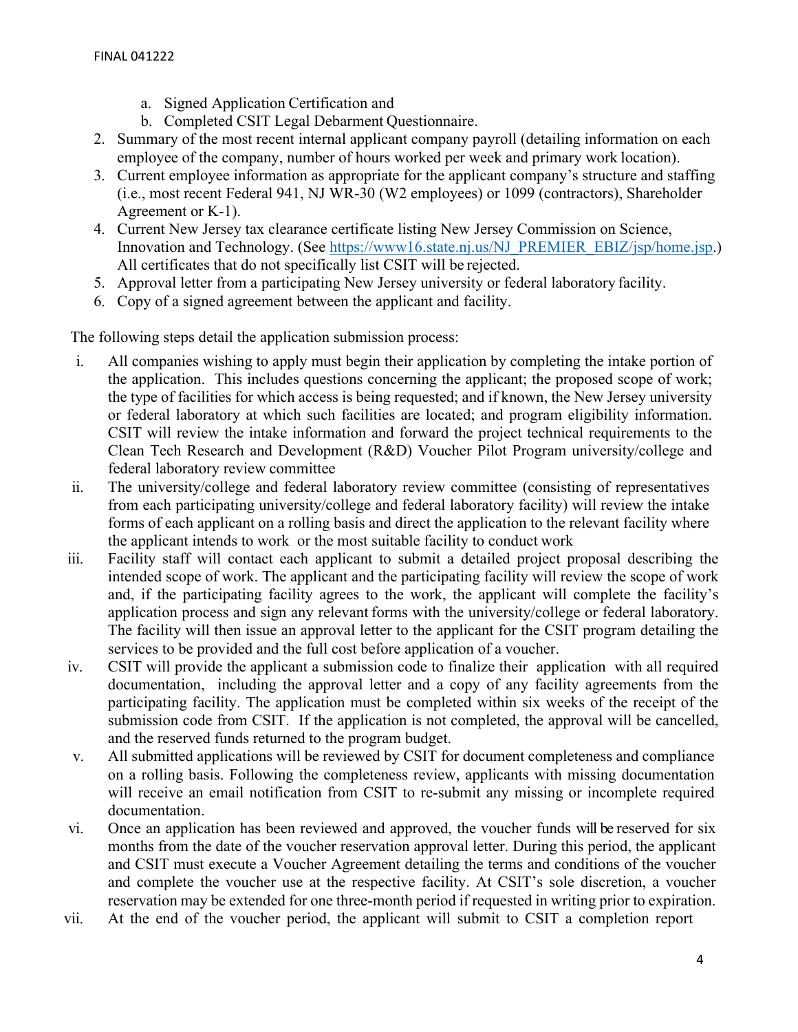a. Signed Application Certification and
   b. Completed CSIT Legal Debarment Questionnaire.
2. Summary of the most recent internal applicant company payroll (detailing information on each employee of the company, number of hours worked per week and primary work location).
3. Current employee information as appropriate for the applicant company's structure and staffing (i.e., most recent Federal 941, NJ WR-30 (W2 employees) or 1099 (contractors), Shareholder Agreement or K-1).
4. Current New Jersey tax clearance certificate listing New Jersey Commission on Science, Innovation and Technology. (See https://www16.state.nj.us/NJ_PREMIER_EBIZ/jsp/home.jsp.) All certificates that do not specifically list CSIT will be rejected.
5. Approval letter from a participating New Jersey university or federal laboratory facility.
6. Copy of a signed agreement between the applicant and facility.

The following steps detail the application submission process:

i. All companies wishing to apply must begin their application by completing the intake portion of the application. This includes questions concerning the applicant; the proposed scope of work; the type of facilities for which access is being requested; and if known, the New Jersey university or federal laboratory at which such facilities are located; and program eligibility information. CSIT will review the intake information and forward the project technical requirements to the Clean Tech Research and Development (R&D) Voucher Pilot Program university/college and federal laboratory review committee
ii. The university/college and federal laboratory review committee (consisting of representatives from each participating university/college and federal laboratory facility) will review the intake forms of each applicant on a rolling basis and direct the application to the relevant facility where the applicant intends to work or the most suitable facility to conduct work
iii. Facility staff will contact each applicant to submit a detailed project proposal describing the intended scope of work. The applicant and the participating facility will review the scope of work and, if the participating facility agrees to the work, the applicant will complete the facility's application process and sign any relevant forms with the university/college or federal laboratory. The facility will then issue an approval letter to the applicant for the CSIT program detailing the services to be provided and the full cost before application of a voucher.
iv. CSIT will provide the applicant a submission code to finalize their application with all required documentation, including the approval letter and a copy of any facility agreements from the participating facility. The application must be completed within six weeks of the receipt of the submission code from CSIT. If the application is not completed, the approval will be cancelled, and the reserved funds returned to the program budget.
v. All submitted applications will be reviewed by CSIT for document completeness and compliance on a rolling basis. Following the completeness review, applicants with missing documentation will receive an email notification from CSIT to re-submit any missing or incomplete required documentation.
vi. Once an application has been reviewed and approved, the voucher funds will be reserved for six months from the date of the voucher reservation approval letter. During this period, the applicant and CSIT must execute a Voucher Agreement detailing the terms and conditions of the voucher and complete the voucher use at the respective facility. At CSIT's sole discretion, a voucher reservation may be extended for one three-month period if requested in writing prior to expiration.
vii. At the end of the voucher period, the applicant will submit to CSIT a completion report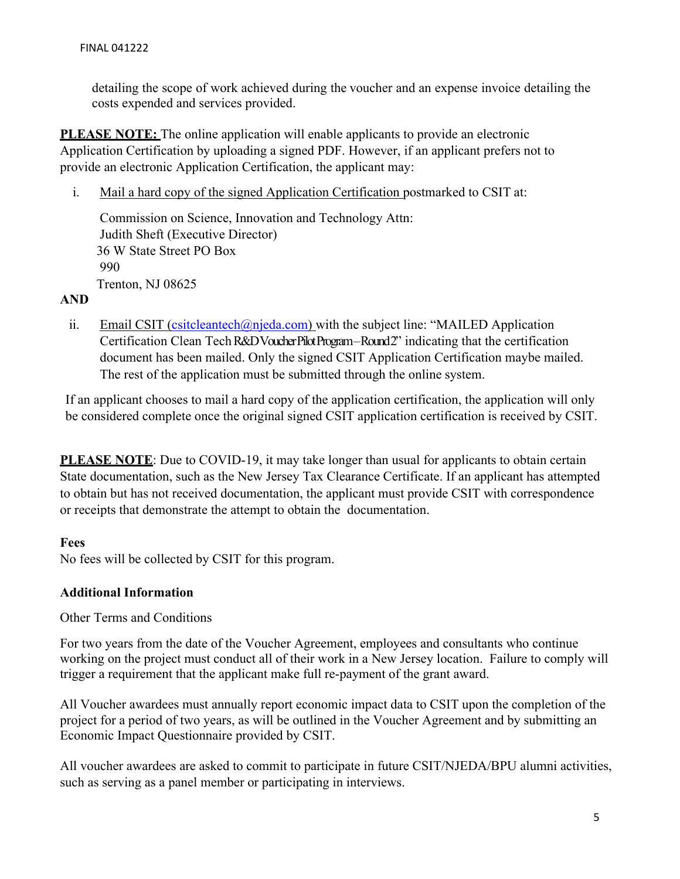detailing the scope of work achieved during the voucher and an expense invoice detailing the costs expended and services provided.

**PLEASE NOTE:** The online application will enable applicants to provide an electronic Application Certification by uploading a signed PDF. However, if an applicant prefers not to provide an electronic Application Certification, the applicant may:

i. Mail a hard copy of the signed Application Certification postmarked to CSIT at:

   Commission on Science, Innovation and Technology Attn:
   Judith Sheft (Executive Director)
   36 W State Street PO Box
   990
   Trenton, NJ 08625

**AND**

ii. Email CSIT (csitcleantech@njeda.com) with the subject line: "MAILED Application Certification Clean Tech R&D Voucher Pilot Program – Round 2" indicating that the certification document has been mailed. Only the signed CSIT Application Certification maybe mailed. The rest of the application must be submitted through the online system.

If an applicant chooses to mail a hard copy of the application certification, the application will only be considered complete once the original signed CSIT application certification is received by CSIT.

**PLEASE NOTE**: Due to COVID-19, it may take longer than usual for applicants to obtain certain State documentation, such as the New Jersey Tax Clearance Certificate. If an applicant has attempted to obtain but has not received documentation, the applicant must provide CSIT with correspondence or receipts that demonstrate the attempt to obtain the documentation.

**Fees**

No fees will be collected by CSIT for this program.

**Additional Information**

Other Terms and Conditions

For two years from the date of the Voucher Agreement, employees and consultants who continue working on the project must conduct all of their work in a New Jersey location. Failure to comply will trigger a requirement that the applicant make full re-payment of the grant award.

All Voucher awardees must annually report economic impact data to CSIT upon the completion of the project for a period of two years, as will be outlined in the Voucher Agreement and by submitting an Economic Impact Questionnaire provided by CSIT.

All voucher awardees are asked to commit to participate in future CSIT/NJEDA/BPU alumni activities, such as serving as a panel member or participating in interviews.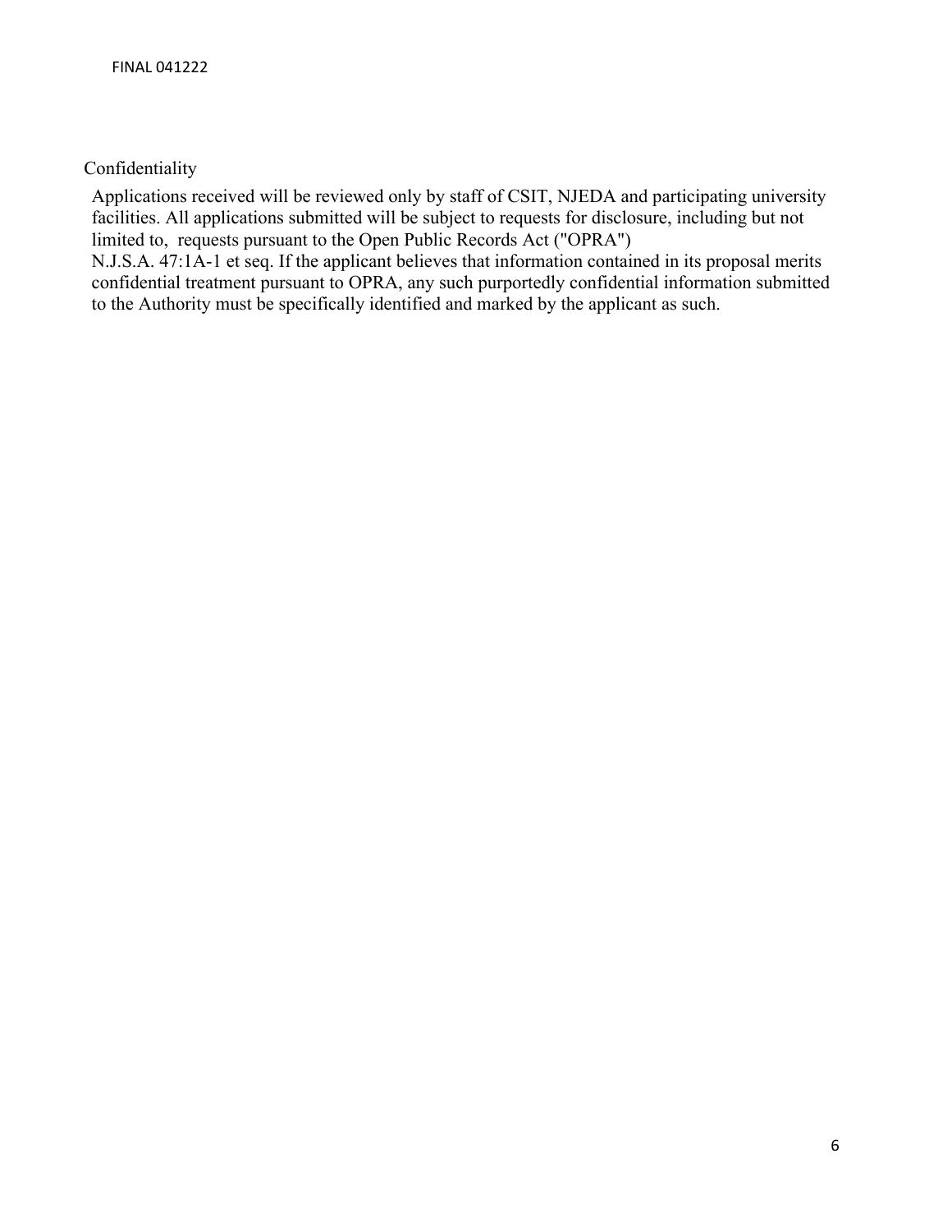## Confidentiality

Applications received will be reviewed only by staff of CSIT, NJEDA and participating university facilities. All applications submitted will be subject to requests for disclosure, including but not limited to, requests pursuant to the Open Public Records Act ("OPRA") N.J.S.A. 47:1A-1 et seq. If the applicant believes that information contained in its proposal merits confidential treatment pursuant to OPRA, any such purportedly confidential information submitted to the Authority must be specifically identified and marked by the applicant as such.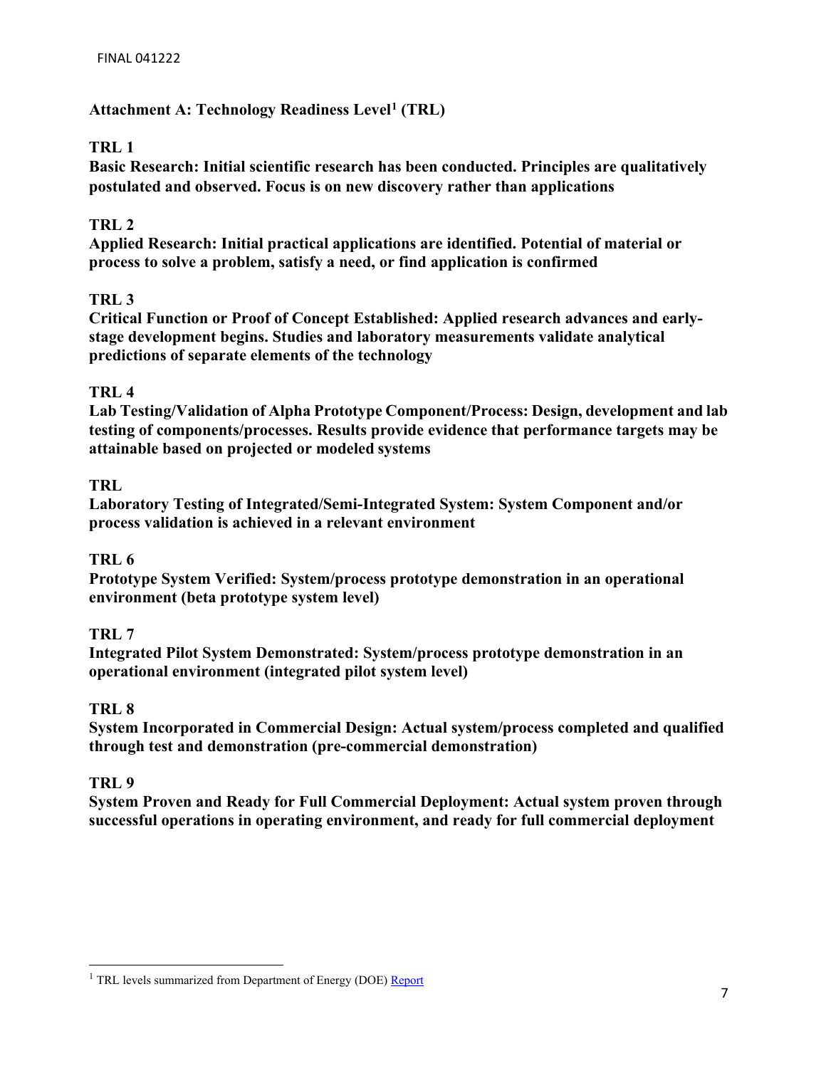**Attachment A: Technology Readiness Level[1] (TRL)**

**TRL 1**

**Basic Research: Initial scientific research has been conducted. Principles are qualitatively postulated and observed. Focus is on new discovery rather than applications**

**TRL 2**

**Applied Research: Initial practical applications are identified. Potential of material or process to solve a problem, satisfy a need, or find application is confirmed**

**TRL 3**

**Critical Function or Proof of Concept Established: Applied research advances and early-stage development begins. Studies and laboratory measurements validate analytical predictions of separate elements of the technology**

**TRL 4**

**Lab Testing/Validation of Alpha Prototype Component/Process: Design, development and lab testing of components/processes. Results provide evidence that performance targets may be attainable based on projected or modeled systems**

**TRL**

**Laboratory Testing of Integrated/Semi-Integrated System: System Component and/or process validation is achieved in a relevant environment**

**TRL 6**

**Prototype System Verified: System/process prototype demonstration in an operational environment (beta prototype system level)**

**TRL 7**

**Integrated Pilot System Demonstrated: System/process prototype demonstration in an operational environment (integrated pilot system level)**

**TRL 8**

**System Incorporated in Commercial Design: Actual system/process completed and qualified through test and demonstration (pre-commercial demonstration)**

**TRL 9**

**System Proven and Ready for Full Commercial Deployment: Actual system proven through successful operations in operating environment, and ready for full commercial deployment**

---

[1] TRL levels summarized from Department of Energy (DOE) Report